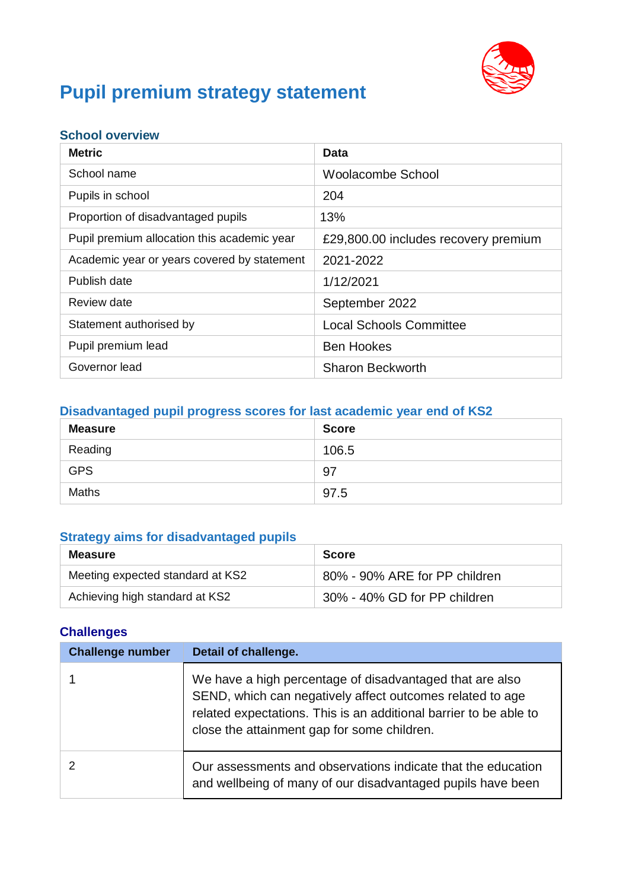# Pupil premium strategy statement

## School overview

| Metric | Data |
|---|---|
| School name | Woolacombe School |
| Pupils in school | 204 |
| Proportion of disadvantaged pupils | 13% |
| Pupil premium allocation this academic year | £29,800.00 includes recovery premium |
| Academic year or years covered by statement | 2021-2022 |
| Publish date | 1/12/2021 |
| Review date | September 2022 |
| Statement authorised by | Local Schools Committee |
| Pupil premium lead | Ben Hookes |
| Governor lead | Sharon Beckworth |

## Disadvantaged pupil progress scores for last academic year end of KS2

| Measure | Score |
|---|---|
| Reading | 106.5 |
| GPS | 97 |
| Maths | 97.5 |

## Strategy aims for disadvantaged pupils

| Measure | Score |
|---|---|
| Meeting expected standard at KS2 | 80% - 90% ARE for PP children |
| Achieving high standard at KS2 | 30% - 40% GD for PP children |

## Challenges

| Challenge number | Detail of challenge. |
|---|---|
| 1 | We have a high percentage of disadvantaged that are also SEND, which can negatively affect outcomes related to age related expectations. This is an additional barrier to be able to close the attainment gap for some children. |
| 2 | Our assessments and observations indicate that the education and wellbeing of many of our disadvantaged pupils have been |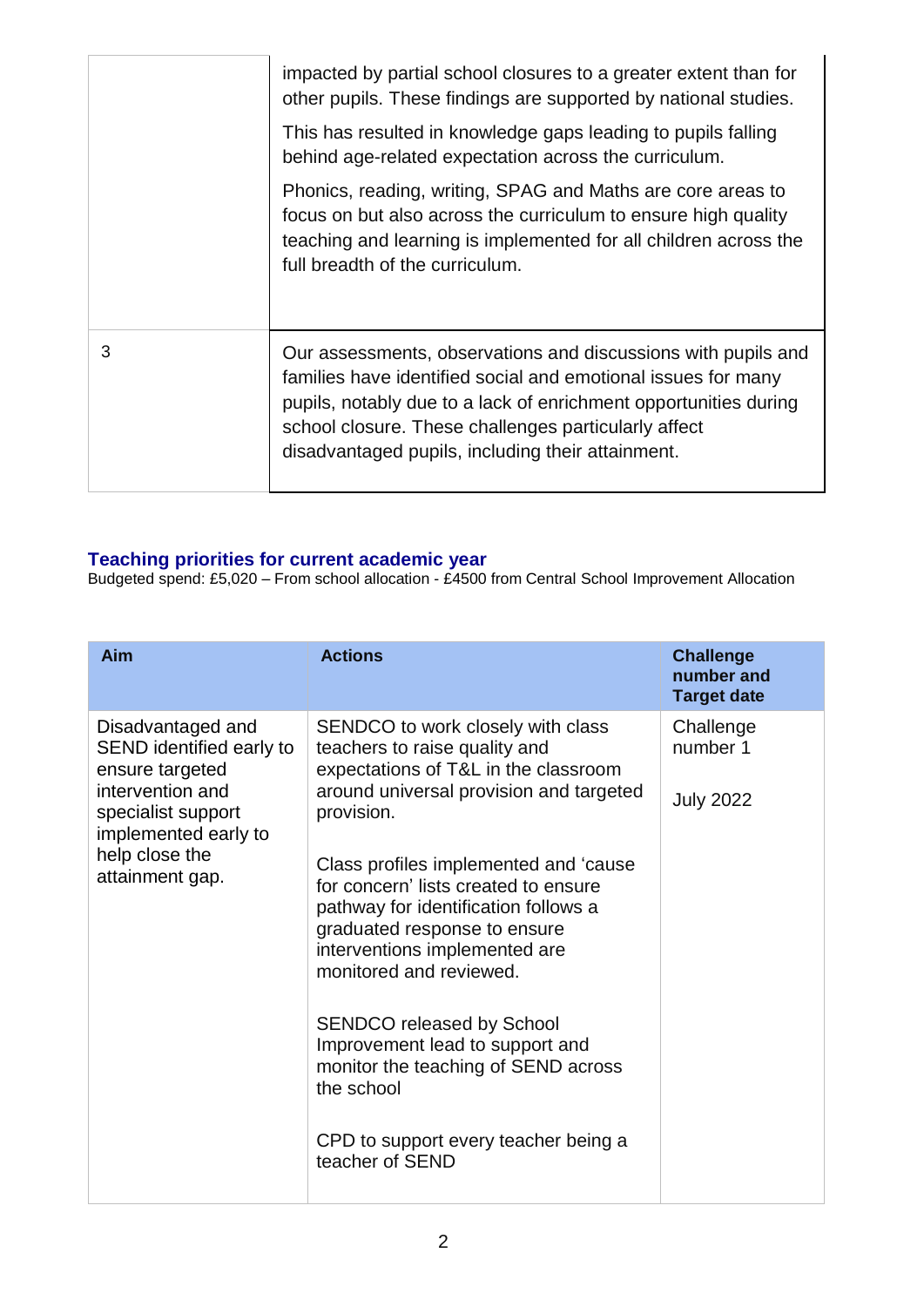| | |
|---|---|
| | impacted by partial school closures to a greater extent than for other pupils. These findings are supported by national studies.<br><br>This has resulted in knowledge gaps leading to pupils falling behind age-related expectation across the curriculum.<br><br>Phonics, reading, writing, SPAG and Maths are core areas to focus on but also across the curriculum to ensure high quality teaching and learning is implemented for all children across the full breadth of the curriculum. |
| 3 | Our assessments, observations and discussions with pupils and families have identified social and emotional issues for many pupils, notably due to a lack of enrichment opportunities during school closure. These challenges particularly affect disadvantaged pupils, including their attainment. |

## Teaching priorities for current academic year

Budgeted spend: £5,020 – From school allocation - £4500 from Central School Improvement Allocation

| Aim | Actions | Challenge number and Target date |
|---|---|---|
| Disadvantaged and SEND identified early to ensure targeted intervention and specialist support implemented early to help close the attainment gap. | SENDCO to work closely with class teachers to raise quality and expectations of T&L in the classroom around universal provision and targeted provision.<br><br>Class profiles implemented and 'cause for concern' lists created to ensure pathway for identification follows a graduated response to ensure interventions implemented are monitored and reviewed.<br><br>SENDCO released by School Improvement lead to support and monitor the teaching of SEND across the school<br><br>CPD to support every teacher being a teacher of SEND | Challenge number 1<br><br>July 2022 |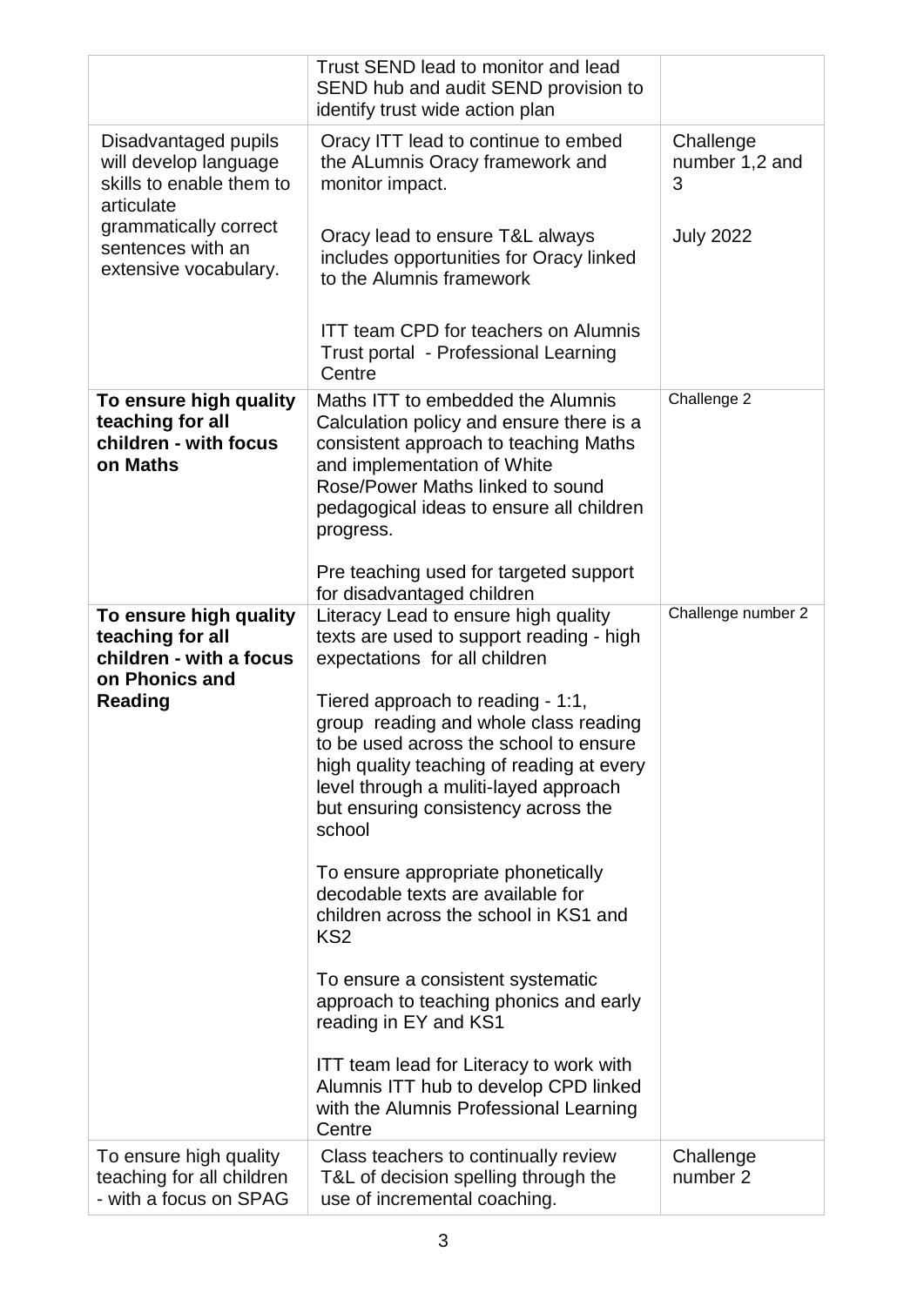| | | |
|---|---|---|
| | Trust SEND lead to monitor and lead SEND hub and audit SEND provision to identify trust wide action plan | |
| Disadvantaged pupils will develop language skills to enable them to articulate grammatically correct sentences with an extensive vocabulary. | Oracy ITT lead to continue to embed the ALumnis Oracy framework and monitor impact.<br><br>Oracy lead to ensure T&L always includes opportunities for Oracy linked to the Alumnis framework<br><br>ITT team CPD for teachers on Alumnis Trust portal - Professional Learning Centre | Challenge number 1,2 and 3<br><br>July 2022 |
| **To ensure high quality teaching for all children - with focus on Maths** | Maths ITT to embedded the Alumnis Calculation policy and ensure there is a consistent approach to teaching Maths and implementation of White Rose/Power Maths linked to sound pedagogical ideas to ensure all children progress.<br><br>Pre teaching used for targeted support for disadvantaged children | Challenge 2 |
| **To ensure high quality teaching for all children - with a focus on Phonics and Reading** | Literacy Lead to ensure high quality texts are used to support reading - high expectations for all children<br><br>Tiered approach to reading - 1:1, group reading and whole class reading to be used across the school to ensure high quality teaching of reading at every level through a muliti-layed approach but ensuring consistency across the school<br><br>To ensure appropriate phonetically decodable texts are available for children across the school in KS1 and KS2<br><br>To ensure a consistent systematic approach to teaching phonics and early reading in EY and KS1<br><br>ITT team lead for Literacy to work with Alumnis ITT hub to develop CPD linked with the Alumnis Professional Learning Centre | Challenge number 2 |
| To ensure high quality teaching for all children - with a focus on SPAG | Class teachers to continually review T&L of decision spelling through the use of incremental coaching. | Challenge number 2 |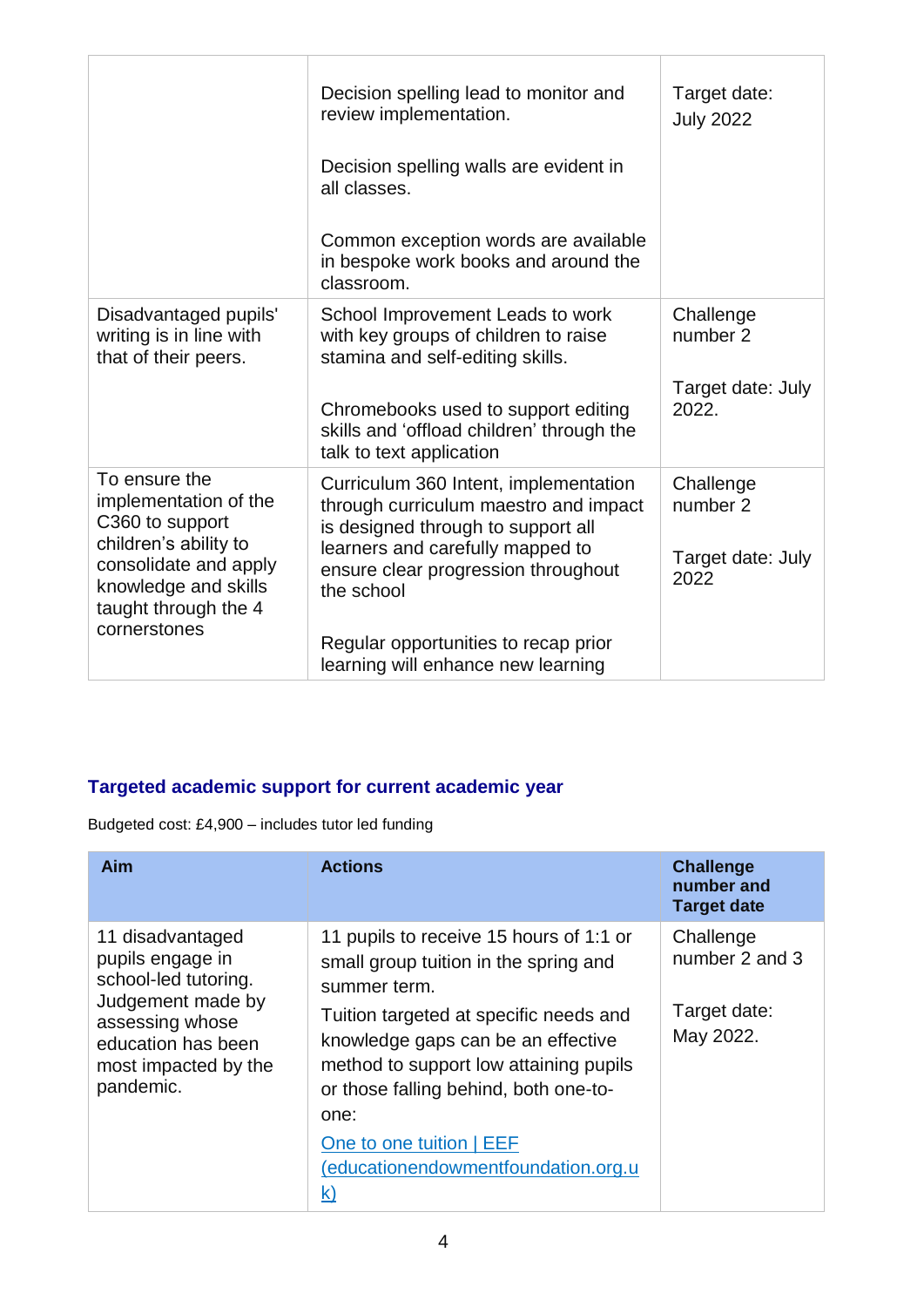| | | |
|---|---|---|
| | Decision spelling lead to monitor and review implementation.<br><br>Decision spelling walls are evident in all classes.<br><br>Common exception words are available in bespoke work books and around the classroom. | Target date:<br>July 2022 |
| Disadvantaged pupils' writing is in line with that of their peers. | School Improvement Leads to work with key groups of children to raise stamina and self-editing skills.<br><br>Chromebooks used to support editing skills and 'offload children' through the talk to text application | Challenge number 2<br><br>Target date: July 2022. |
| To ensure the implementation of the C360 to support children's ability to consolidate and apply knowledge and skills taught through the 4 cornerstones | Curriculum 360 Intent, implementation through curriculum maestro and impact is designed through to support all learners and carefully mapped to ensure clear progression throughout the school<br><br>Regular opportunities to recap prior learning will enhance new learning | Challenge number 2<br><br>Target date: July 2022 |

## Targeted academic support for current academic year

Budgeted cost: £4,900 – includes tutor led funding

| Aim | Actions | Challenge number and Target date |
|---|---|---|
| 11 disadvantaged pupils engage in school-led tutoring. Judgement made by assessing whose education has been most impacted by the pandemic. | 11 pupils to receive 15 hours of 1:1 or small group tuition in the spring and summer term.<br><br>Tuition targeted at specific needs and knowledge gaps can be an effective method to support low attaining pupils or those falling behind, both one-to-one:<br><br>[One to one tuition \| EEF (educationendowmentfoundation.org.uk)](https://educationendowmentfoundation.org.uk) | Challenge number 2 and 3<br><br>Target date:<br>May 2022. |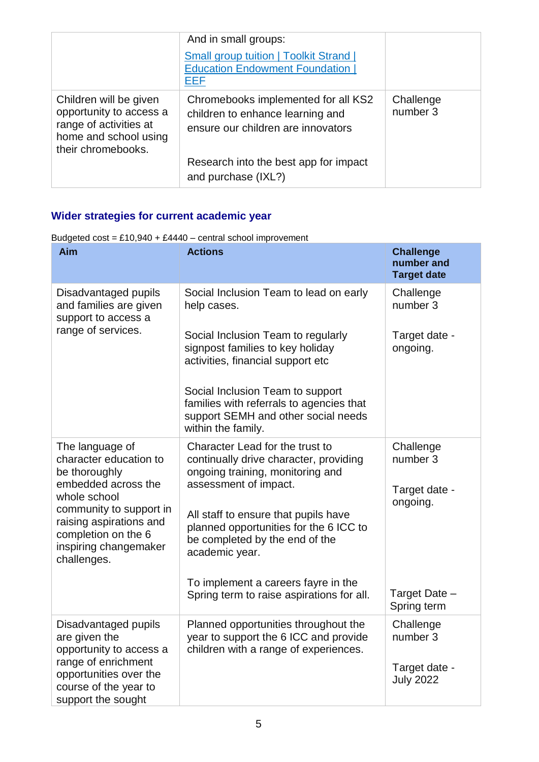| | And in small groups:<br>[Small group tuition \| Toolkit Strand \| Education Endowment Foundation \| EEF]() | |
|---|---|---|
| Children will be given opportunity to access a range of activities at home and school using their chromebooks. | Chromebooks implemented for all KS2 children to enhance learning and ensure our children are innovators<br><br>Research into the best app for impact and purchase (IXL?) | Challenge number 3 |

## Wider strategies for current academic year

Budgeted cost = £10,940 + £4440 – central school improvement

| Aim | Actions | Challenge number and Target date |
|---|---|---|
| Disadvantaged pupils and families are given support to access a range of services. | Social Inclusion Team to lead on early help cases.<br><br>Social Inclusion Team to regularly signpost families to key holiday activities, financial support etc<br><br>Social Inclusion Team to support families with referrals to agencies that support SEMH and other social needs within the family. | Challenge number 3<br><br>Target date - ongoing. |
| The language of character education to be thoroughly embedded across the whole school community to support in raising aspirations and completion on the 6 inspiring changemaker challenges. | Character Lead for the trust to continually drive character, providing ongoing training, monitoring and assessment of impact.<br><br>All staff to ensure that pupils have planned opportunities for the 6 ICC to be completed by the end of the academic year.<br><br>To implement a careers fayre in the Spring term to raise aspirations for all. | Challenge number 3<br><br>Target date - ongoing.<br><br>Target Date – Spring term |
| Disadvantaged pupils are given the opportunity to access a range of enrichment opportunities over the course of the year to support the sought | Planned opportunities throughout the year to support the 6 ICC and provide children with a range of experiences. | Challenge number 3<br><br>Target date - July 2022 |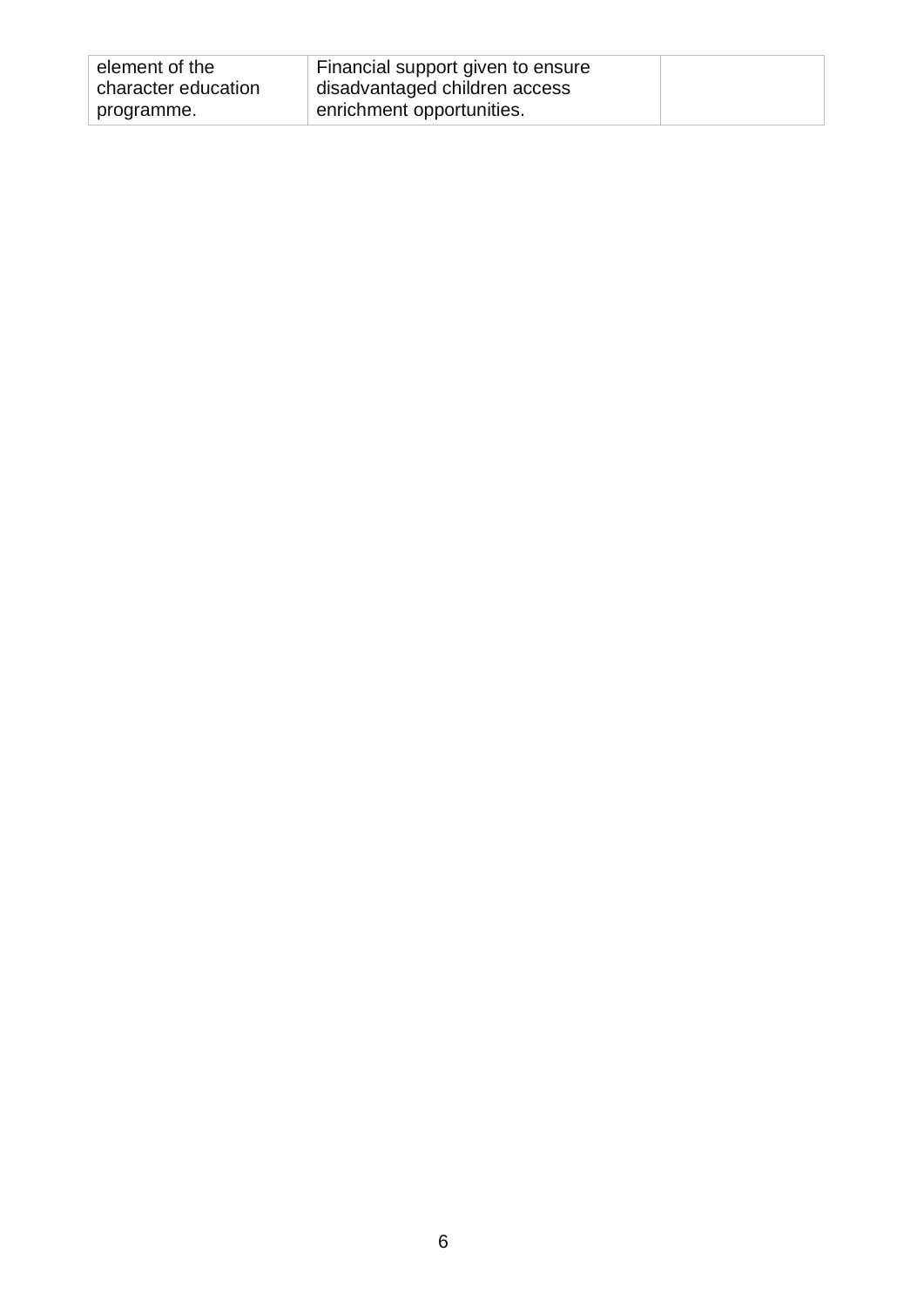| | | |
|---|---|---|
| element of the character education programme. | Financial support given to ensure disadvantaged children access enrichment opportunities. | |